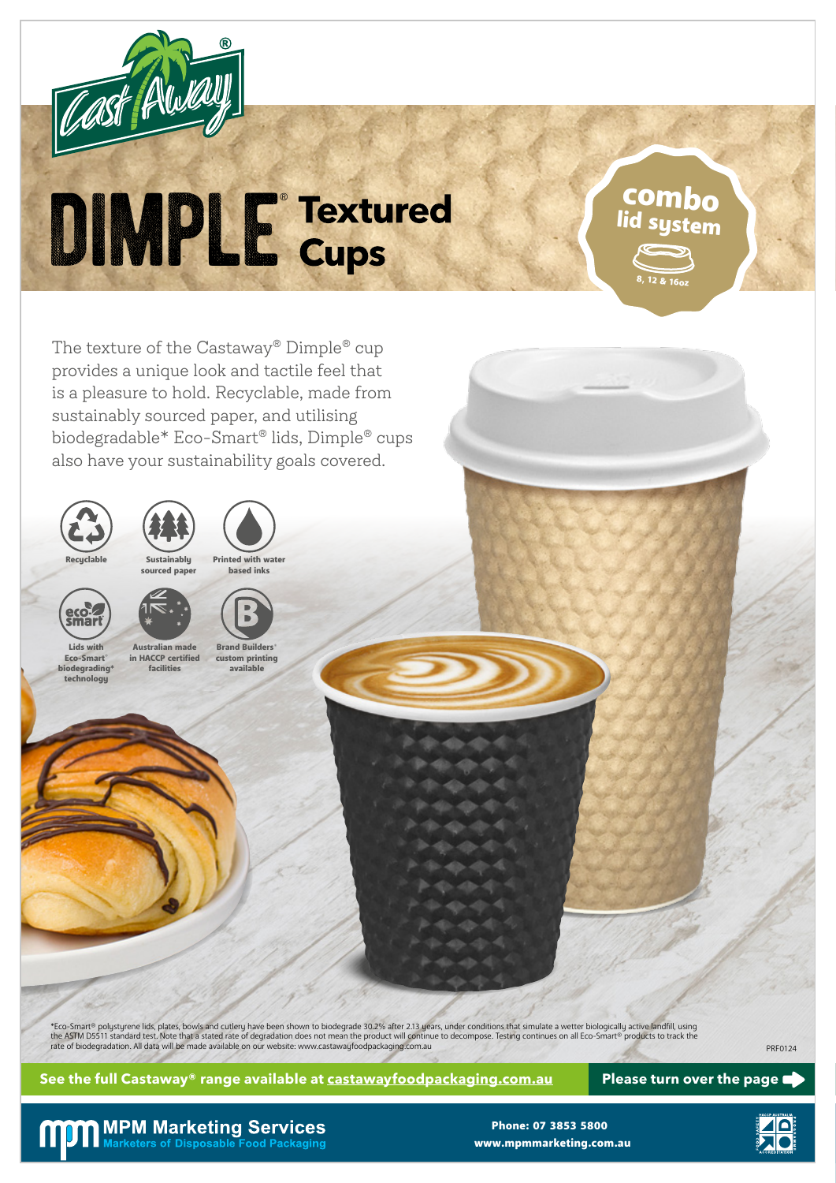Cast Away®

# DIMPLE® Textured Cups

**combo lid system**

8, 12 & 16oz

The texture of the Castaway® Dimple® cup provides a unique look and tactile feel that is a pleasure to hold. Recyclable, made from sustainably sourced paper, and utilising biodegradable* Eco-Smart® lids, Dimple® cups also have your sustainability goals covered.

- Recyclable
- Sustainably sourced paper
- Printed with water based inks
- Lids with Eco-Smart® biodegrading* technology
- Australian made in HACCP certified facilities
- Brand Builders® custom printing available

*Eco-Smart® polystyrene lids, plates, bowls and cutlery have been shown to biodegrade 30.2% after 2.13 years, under conditions that simulate a wetter biologically active landfill, using the ASTM D5511 standard test. Note that a stated rate of degradation does not mean the product will continue to decompose. Testing continues on all Eco-Smart® products to track the rate of biodegradation. All data will be made available on our website: www.castawayfoodpackaging.com.au

PRF0124

**See the full Castaway® range available at castawayfoodpackaging.com.au**

**Please turn over the page**

**MPM Marketing Services**
Marketers of Disposable Food Packaging

Phone: 07 3853 5800
www.mpmmarketing.com.au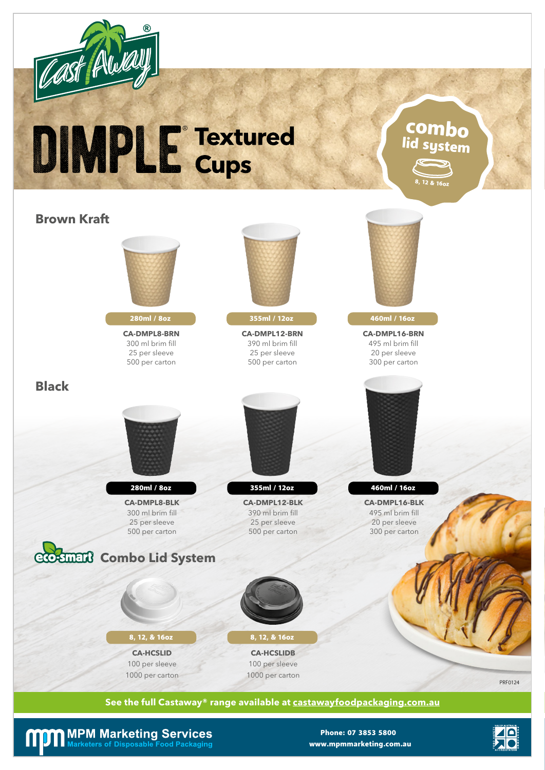# DIMPLE® Textured Cups

**combo lid system**
8, 12 & 16oz

## Brown Kraft

| 280ml / 8oz | 355ml / 12oz | 460ml / 16oz |
|---|---|---|
| **CA-DMPL8-BRN** | **CA-DMPL12-BRN** | **CA-DMPL16-BRN** |
| 300 ml brim fill | 390 ml brim fill | 495 ml brim fill |
| 25 per sleeve | 25 per sleeve | 20 per sleeve |
| 500 per carton | 500 per carton | 300 per carton |

## Black

| 280ml / 8oz | 355ml / 12oz | 460ml / 16oz |
|---|---|---|
| **CA-DMPL8-BLK** | **CA-DMPL12-BLK** | **CA-DMPL16-BLK** |
| 300 ml brim fill | 390 ml brim fill | 495 ml brim fill |
| 25 per sleeve | 25 per sleeve | 20 per sleeve |
| 500 per carton | 500 per carton | 300 per carton |

## eco-smart Combo Lid System

| 8, 12, & 16oz | 8, 12, & 16oz |
|---|---|
| **CA-HCSLID** | **CA-HCSLIDB** |
| 100 per sleeve | 100 per sleeve |
| 1000 per carton | 1000 per carton |

PRF0124

**See the full Castaway® range available at castawayfoodpackaging.com.au**

**MPM Marketing Services**
Marketers of Disposable Food Packaging

**Phone: 07 3853 5800**
**www.mpmmarketing.com.au**